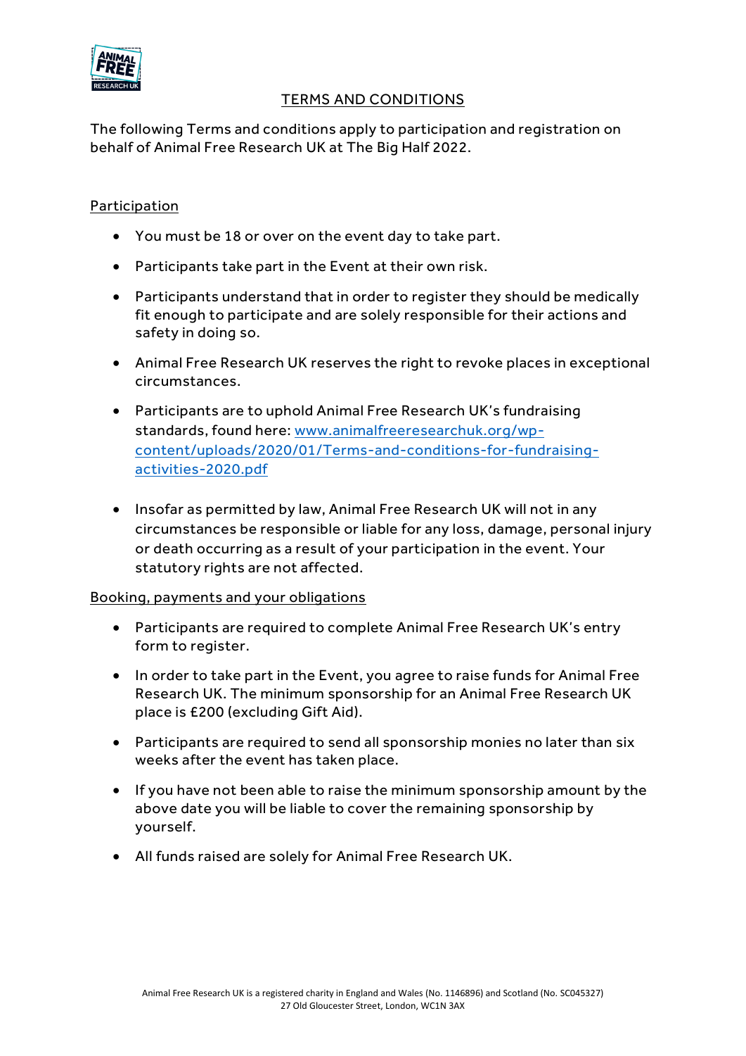# TERMS AND CONDITIONS

The following Terms and conditions apply to participation and registration on behalf of Animal Free Research UK at The Big Half 2022.

## Participation

- You must be 18 or over on the event day to take part.
- Participants take part in the Event at their own risk.
- Participants understand that in order to register they should be medically fit enough to participate and are solely responsible for their actions and safety in doing so.
- Animal Free Research UK reserves the right to revoke places in exceptional circumstances.
- Participants are to uphold Animal Free Research UK's fundraising standards, found here: [www.animalfreeresearchuk.org/wp-content/uploads/2020/01/Terms-and-conditions-for-fundraising-activities-2020.pdf](www.animalfreeresearchuk.org/wp-content/uploads/2020/01/Terms-and-conditions-for-fundraising-activities-2020.pdf)
- Insofar as permitted by law, Animal Free Research UK will not in any circumstances be responsible or liable for any loss, damage, personal injury or death occurring as a result of your participation in the event. Your statutory rights are not affected.

## Booking, payments and your obligations

- Participants are required to complete Animal Free Research UK's entry form to register.
- In order to take part in the Event, you agree to raise funds for Animal Free Research UK. The minimum sponsorship for an Animal Free Research UK place is £200 (excluding Gift Aid).
- Participants are required to send all sponsorship monies no later than six weeks after the event has taken place.
- If you have not been able to raise the minimum sponsorship amount by the above date you will be liable to cover the remaining sponsorship by yourself.
- All funds raised are solely for Animal Free Research UK.

Animal Free Research UK is a registered charity in England and Wales (No. 1146896) and Scotland (No. SC045327)
27 Old Gloucester Street, London, WC1N 3AX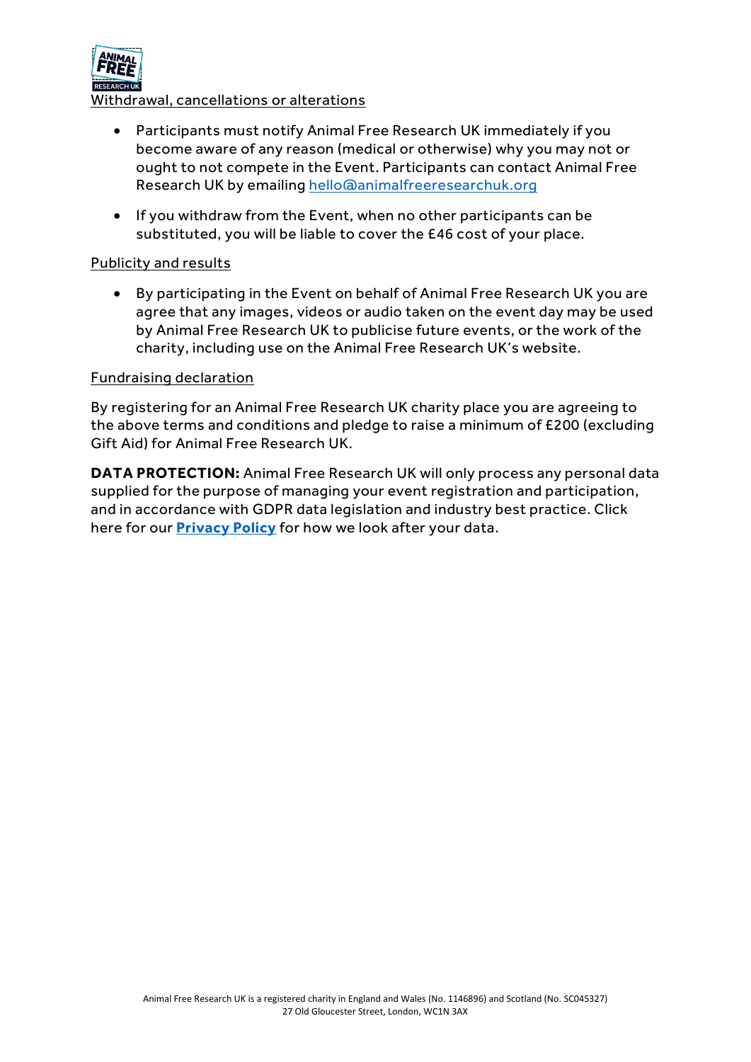Withdrawal, cancellations or alterations

- Participants must notify Animal Free Research UK immediately if you become aware of any reason (medical or otherwise) why you may not or ought to not compete in the Event. Participants can contact Animal Free Research UK by emailing hello@animalfreeresearchuk.org
- If you withdraw from the Event, when no other participants can be substituted, you will be liable to cover the £46 cost of your place.

Publicity and results

- By participating in the Event on behalf of Animal Free Research UK you are agree that any images, videos or audio taken on the event day may be used by Animal Free Research UK to publicise future events, or the work of the charity, including use on the Animal Free Research UK's website.

Fundraising declaration

By registering for an Animal Free Research UK charity place you are agreeing to the above terms and conditions and pledge to raise a minimum of £200 (excluding Gift Aid) for Animal Free Research UK.

**DATA PROTECTION:** Animal Free Research UK will only process any personal data supplied for the purpose of managing your event registration and participation, and in accordance with GDPR data legislation and industry best practice. Click here for our **Privacy Policy** for how we look after your data.

Animal Free Research UK is a registered charity in England and Wales (No. 1146896) and Scotland (No. SC045327)
27 Old Gloucester Street, London, WC1N 3AX